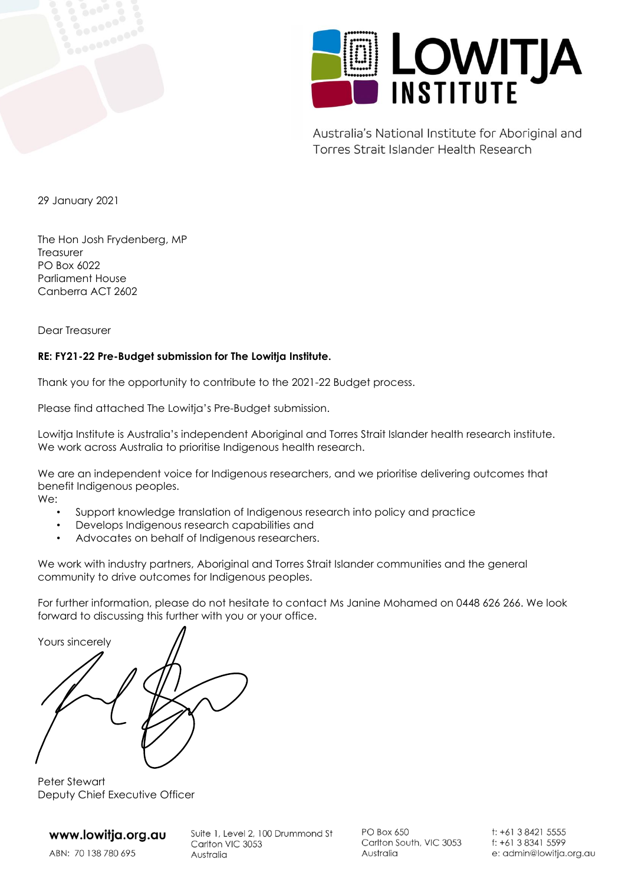Australia's National Institute for Aboriginal and Torres Strait Islander Health Research

29 January 2021

The Hon Josh Frydenberg, MP
Treasurer
PO Box 6022
Parliament House
Canberra ACT 2602

Dear Treasurer

**RE: FY21-22 Pre-Budget submission for The Lowitja Institute.**

Thank you for the opportunity to contribute to the 2021-22 Budget process.

Please find attached The Lowitja's Pre-Budget submission.

Lowitja Institute is Australia's independent Aboriginal and Torres Strait Islander health research institute. We work across Australia to prioritise Indigenous health research.

We are an independent voice for Indigenous researchers, and we prioritise delivering outcomes that benefit Indigenous peoples.

We:

- Support knowledge translation of Indigenous research into policy and practice
- Develops Indigenous research capabilities and
- Advocates on behalf of Indigenous researchers.

We work with industry partners, Aboriginal and Torres Strait Islander communities and the general community to drive outcomes for Indigenous peoples.

For further information, please do not hesitate to contact Ms Janine Mohamed on 0448 626 266. We look forward to discussing this further with you or your office.

Yours sincerely

Peter Stewart
Deputy Chief Executive Officer

www.lowitja.org.au
ABN: 70 138 780 695

Suite 1, Level 2, 100 Drummond St
Carlton VIC 3053
Australia

PO Box 650
Carlton South, VIC 3053
Australia

t: +61 3 8421 5555
f: +61 3 8341 5599
e: admin@lowitja.org.au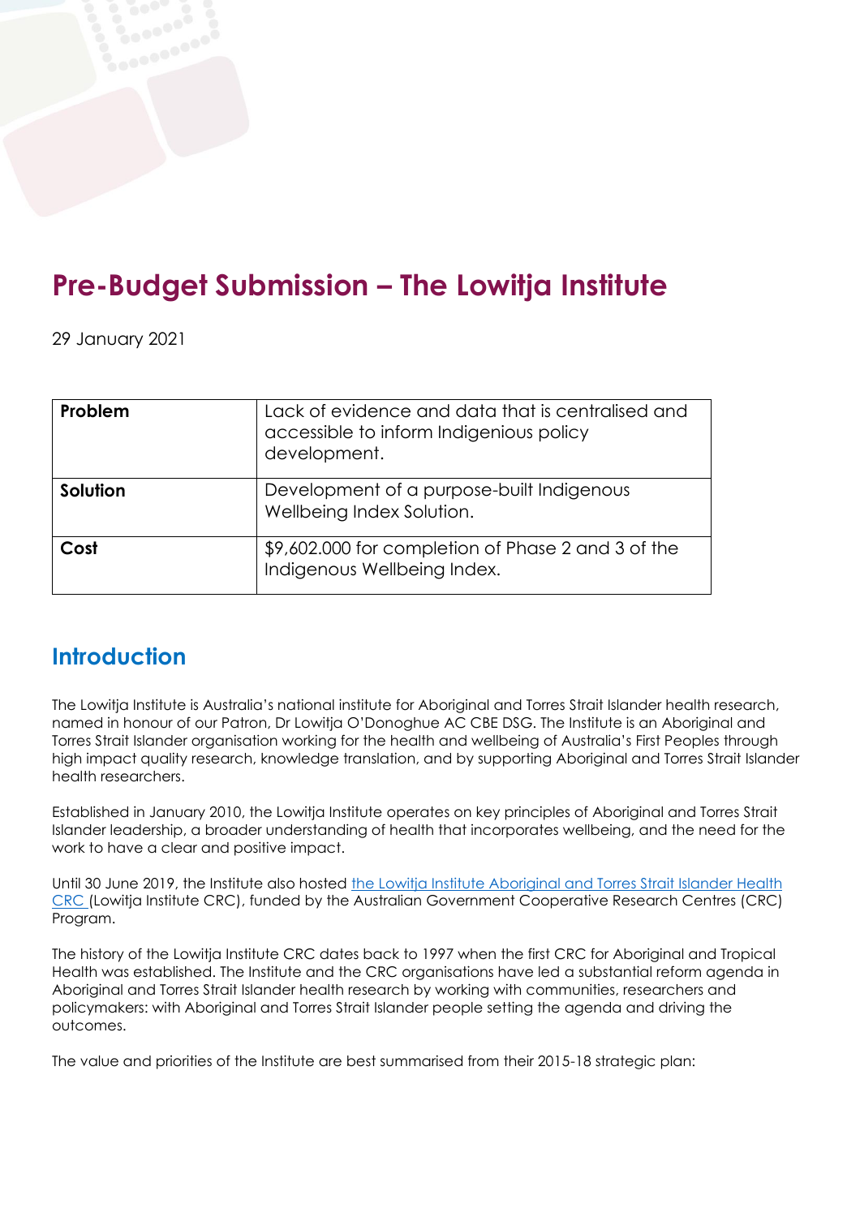# Pre-Budget Submission – The Lowitja Institute

29 January 2021

| **Problem** | Lack of evidence and data that is centralised and accessible to inform Indigenious policy development. |
|---|---|
| **Solution** | Development of a purpose-built Indigenous Wellbeing Index Solution. |
| **Cost** | $9,602.000 for completion of Phase 2 and 3 of the Indigenous Wellbeing Index. |

## Introduction

The Lowitja Institute is Australia's national institute for Aboriginal and Torres Strait Islander health research, named in honour of our Patron, Dr Lowitja O'Donoghue AC CBE DSG. The Institute is an Aboriginal and Torres Strait Islander organisation working for the health and wellbeing of Australia's First Peoples through high impact quality research, knowledge translation, and by supporting Aboriginal and Torres Strait Islander health researchers.

Established in January 2010, the Lowitja Institute operates on key principles of Aboriginal and Torres Strait Islander leadership, a broader understanding of health that incorporates wellbeing, and the need for the work to have a clear and positive impact.

Until 30 June 2019, the Institute also hosted the Lowitja Institute Aboriginal and Torres Strait Islander Health CRC (Lowitja Institute CRC), funded by the Australian Government Cooperative Research Centres (CRC) Program.

The history of the Lowitja Institute CRC dates back to 1997 when the first CRC for Aboriginal and Tropical Health was established. The Institute and the CRC organisations have led a substantial reform agenda in Aboriginal and Torres Strait Islander health research by working with communities, researchers and policymakers: with Aboriginal and Torres Strait Islander people setting the agenda and driving the outcomes.

The value and priorities of the Institute are best summarised from their 2015-18 strategic plan: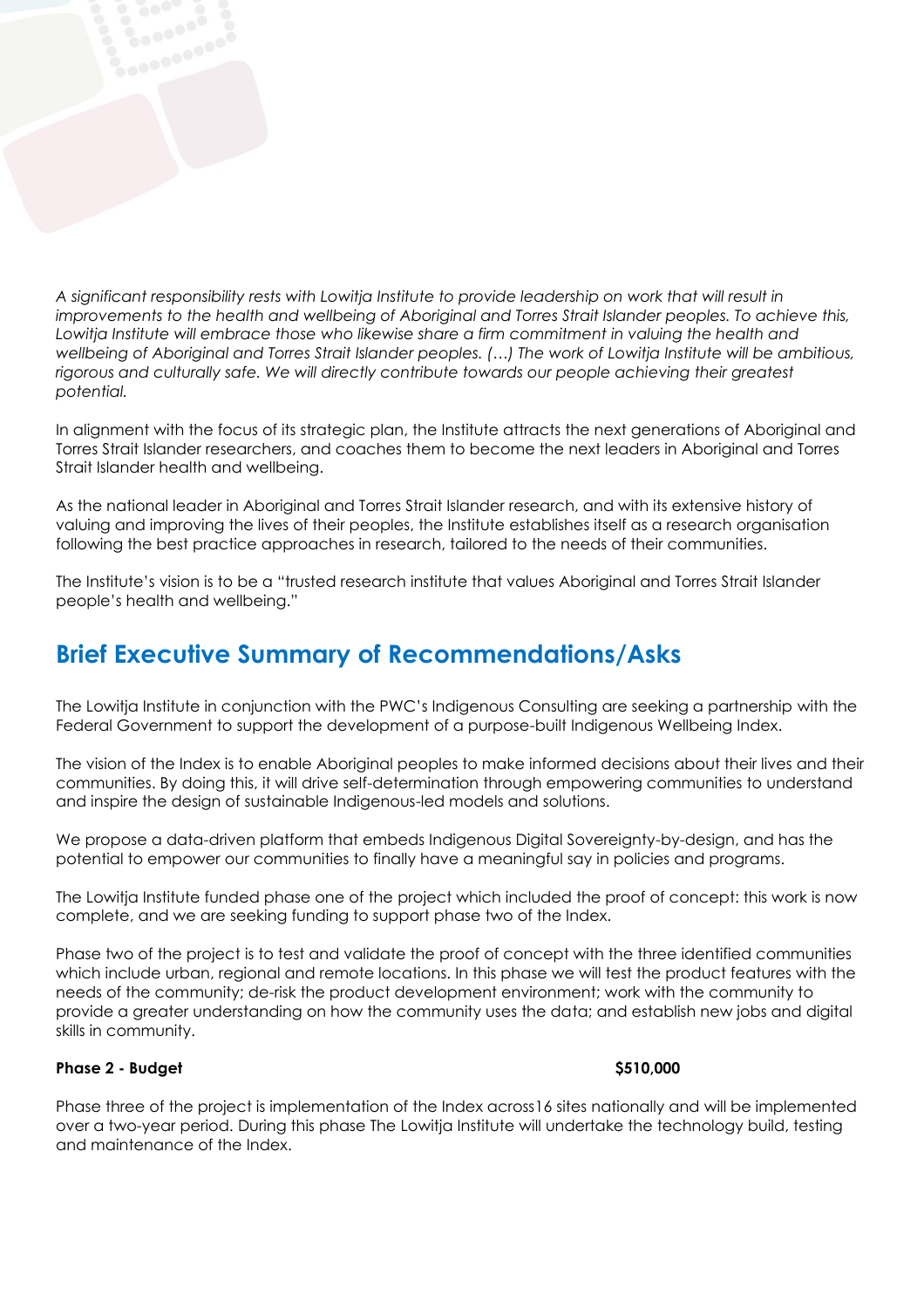*A significant responsibility rests with Lowitja Institute to provide leadership on work that will result in improvements to the health and wellbeing of Aboriginal and Torres Strait Islander peoples. To achieve this, Lowitja Institute will embrace those who likewise share a firm commitment in valuing the health and wellbeing of Aboriginal and Torres Strait Islander peoples. (…) The work of Lowitja Institute will be ambitious, rigorous and culturally safe. We will directly contribute towards our people achieving their greatest potential.*

In alignment with the focus of its strategic plan, the Institute attracts the next generations of Aboriginal and Torres Strait Islander researchers, and coaches them to become the next leaders in Aboriginal and Torres Strait Islander health and wellbeing.

As the national leader in Aboriginal and Torres Strait Islander research, and with its extensive history of valuing and improving the lives of their peoples, the Institute establishes itself as a research organisation following the best practice approaches in research, tailored to the needs of their communities.

The Institute's vision is to be a "trusted research institute that values Aboriginal and Torres Strait Islander people's health and wellbeing."

## Brief Executive Summary of Recommendations/Asks

The Lowitja Institute in conjunction with the PWC's Indigenous Consulting are seeking a partnership with the Federal Government to support the development of a purpose-built Indigenous Wellbeing Index.

The vision of the Index is to enable Aboriginal peoples to make informed decisions about their lives and their communities. By doing this, it will drive self-determination through empowering communities to understand and inspire the design of sustainable Indigenous-led models and solutions.

We propose a data-driven platform that embeds Indigenous Digital Sovereignty-by-design, and has the potential to empower our communities to finally have a meaningful say in policies and programs.

The Lowitja Institute funded phase one of the project which included the proof of concept: this work is now complete, and we are seeking funding to support phase two of the Index.

Phase two of the project is to test and validate the proof of concept with the three identified communities which include urban, regional and remote locations. In this phase we will test the product features with the needs of the community; de-risk the product development environment; work with the community to provide a greater understanding on how the community uses the data; and establish new jobs and digital skills in community.

**Phase 2 - Budget** **$510,000**

Phase three of the project is implementation of the Index across16 sites nationally and will be implemented over a two-year period. During this phase The Lowitja Institute will undertake the technology build, testing and maintenance of the Index.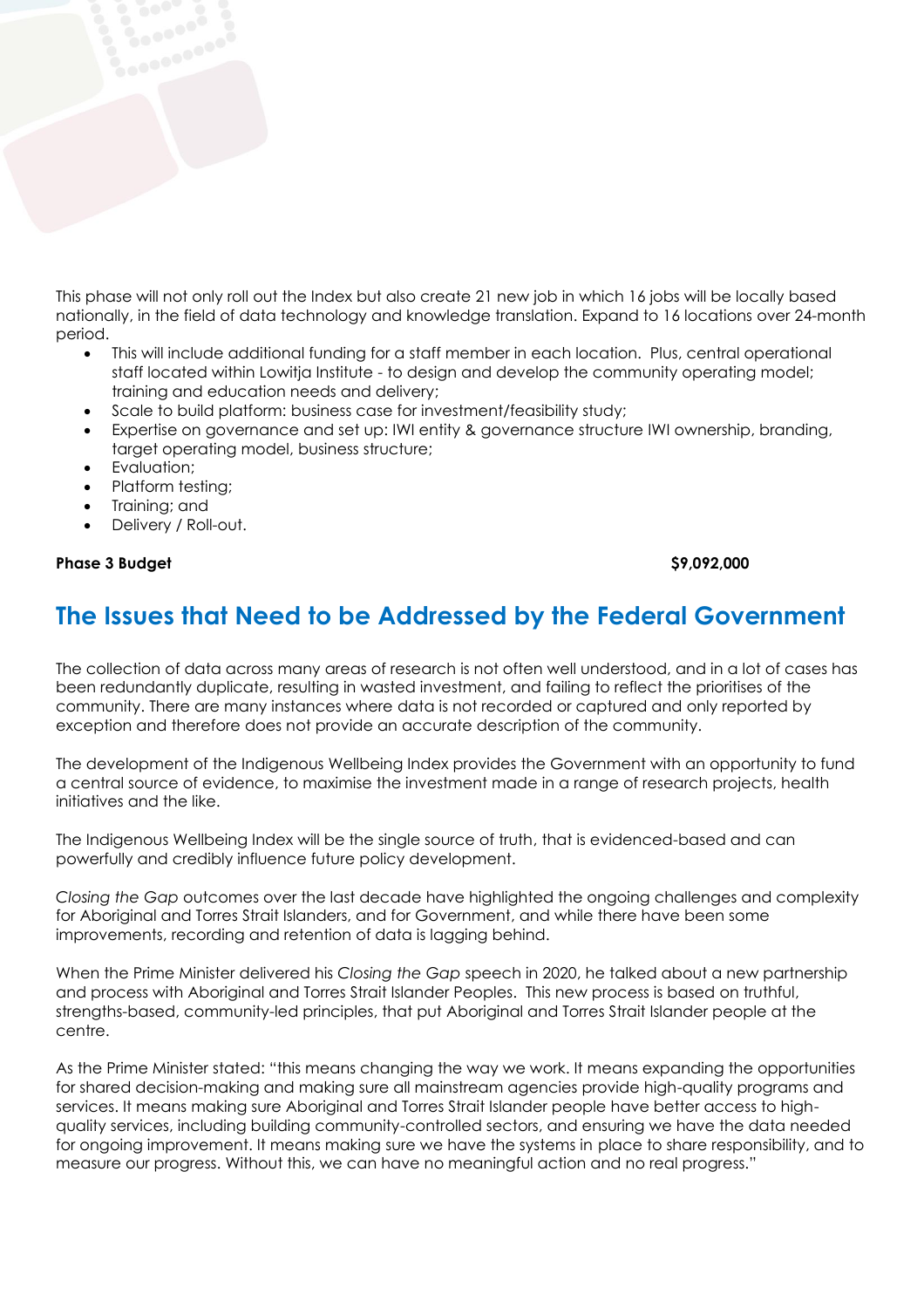This phase will not only roll out the Index but also create 21 new job in which 16 jobs will be locally based nationally, in the field of data technology and knowledge translation. Expand to 16 locations over 24-month period.

- This will include additional funding for a staff member in each location. Plus, central operational staff located within Lowitja Institute - to design and develop the community operating model; training and education needs and delivery;
- Scale to build platform: business case for investment/feasibility study;
- Expertise on governance and set up: IWI entity & governance structure IWI ownership, branding, target operating model, business structure;
- Evaluation;
- Platform testing;
- Training; and
- Delivery / Roll-out.

**Phase 3 Budget** **$9,092,000**

## The Issues that Need to be Addressed by the Federal Government

The collection of data across many areas of research is not often well understood, and in a lot of cases has been redundantly duplicate, resulting in wasted investment, and failing to reflect the prioritises of the community. There are many instances where data is not recorded or captured and only reported by exception and therefore does not provide an accurate description of the community.

The development of the Indigenous Wellbeing Index provides the Government with an opportunity to fund a central source of evidence, to maximise the investment made in a range of research projects, health initiatives and the like.

The Indigenous Wellbeing Index will be the single source of truth, that is evidenced-based and can powerfully and credibly influence future policy development.

*Closing the Gap* outcomes over the last decade have highlighted the ongoing challenges and complexity for Aboriginal and Torres Strait Islanders, and for Government, and while there have been some improvements, recording and retention of data is lagging behind.

When the Prime Minister delivered his *Closing the Gap* speech in 2020, he talked about a new partnership and process with Aboriginal and Torres Strait Islander Peoples. This new process is based on truthful, strengths-based, community-led principles, that put Aboriginal and Torres Strait Islander people at the centre.

As the Prime Minister stated: "this means changing the way we work. It means expanding the opportunities for shared decision-making and making sure all mainstream agencies provide high-quality programs and services. It means making sure Aboriginal and Torres Strait Islander people have better access to high-quality services, including building community-controlled sectors, and ensuring we have the data needed for ongoing improvement. It means making sure we have the systems in place to share responsibility, and to measure our progress. Without this, we can have no meaningful action and no real progress."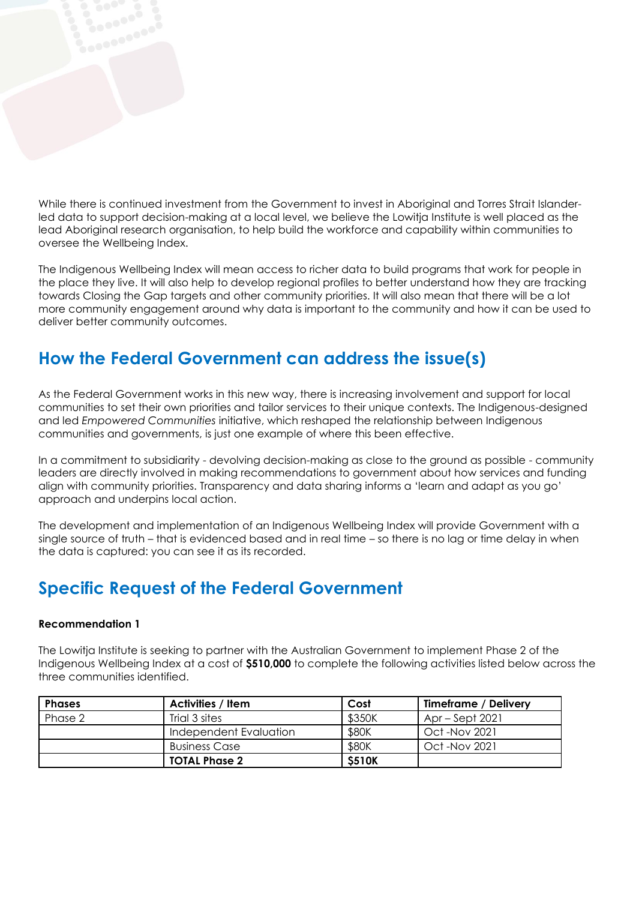While there is continued investment from the Government to invest in Aboriginal and Torres Strait Islander-led data to support decision-making at a local level, we believe the Lowitja Institute is well placed as the lead Aboriginal research organisation, to help build the workforce and capability within communities to oversee the Wellbeing Index.

The Indigenous Wellbeing Index will mean access to richer data to build programs that work for people in the place they live. It will also help to develop regional profiles to better understand how they are tracking towards Closing the Gap targets and other community priorities. It will also mean that there will be a lot more community engagement around why data is important to the community and how it can be used to deliver better community outcomes.

## How the Federal Government can address the issue(s)

As the Federal Government works in this new way, there is increasing involvement and support for local communities to set their own priorities and tailor services to their unique contexts. The Indigenous-designed and led *Empowered Communities* initiative, which reshaped the relationship between Indigenous communities and governments, is just one example of where this been effective.

In a commitment to subsidiarity - devolving decision-making as close to the ground as possible - community leaders are directly involved in making recommendations to government about how services and funding align with community priorities. Transparency and data sharing informs a 'learn and adapt as you go' approach and underpins local action.

The development and implementation of an Indigenous Wellbeing Index will provide Government with a single source of truth – that is evidenced based and in real time – so there is no lag or time delay in when the data is captured: you can see it as its recorded.

## Specific Request of the Federal Government

**Recommendation 1**

The Lowitja Institute is seeking to partner with the Australian Government to implement Phase 2 of the Indigenous Wellbeing Index at a cost of **$510,000** to complete the following activities listed below across the three communities identified.

| Phases | Activities / Item | Cost | Timeframe / Delivery |
|---|---|---|---|
| Phase 2 | Trial 3 sites | $350K | Apr – Sept 2021 |
| | Independent Evaluation | $80K | Oct -Nov 2021 |
| | Business Case | $80K | Oct -Nov 2021 |
| | **TOTAL Phase 2** | **$510K** | |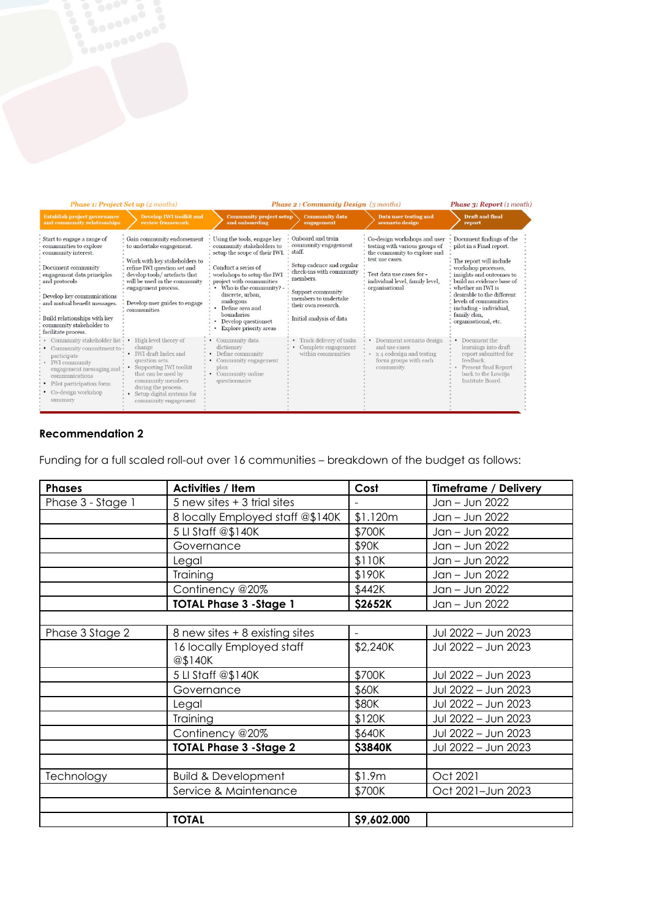| *Phase 1: Project Set up (2 months)* | | *Phase 2 : Community Design (3 months)* | | | *Phase 3: Report (1 month)* |
|---|---|---|---|---|---|
| **Establish project governance and community relationships** | **Develop IWI toolkit and review framework** | **Community project setup and onboarding** | **Community data engagement** | **Data user testing and scenario design** | **Draft and final report** |
| Start to engage a range of communities to explore community interest. Document community engagement data principles and protocols. Develop key communications and mutual benefit messages. Build relationships with key community stakeholder to facilitate process. | Gain community endorsement to undertake engagement. Work with key stakeholders to refine IWI question set and develop tools/ artefacts that will be used in the community engagement process. Develop user guides to engage communities | Using the tools, engage key community stakeholders to setup the scope of their IWI. Conduct a series of workshops to setup the IWI project with communities • Who is the community? - discrete, urban, analogous • Define area and boundaries • Develop questionset • Explore priority areas | Onboard and train community engagement staff. Setup cadence and regular check-ins with community members. Support community members to undertake their own research. Initial analysis of data | Co-design workshops and user testing with various groups of the community to explore and test use cases. Test data use cases for - individual level, family level, organisational | Document findings of the pilot in a Final report. The report will include workshop processes, insights and outcomes to build an evidence base of whether an IWI is desirable to the different levels of communities including - individual, family clan, organisational, etc. |
| • Community stakeholder list • Community commitment to participate • IWI community engagement messaging and communications • Pilot participation form • Co-design workshop summary | • High level theory of change • IWI draft Index and question sets. • Supporting IWI toolkit that can be used by community members during the process. • Setup digital systems for community engagement | • Community data dictionary • Define community • Community engagement plan • Community online questionnaire | • Track delivery of tasks • Complete engagement within communities | • Document scenario design and use cases • x 4 codesign and testing focus groups with each community. | • Document the learnings into draft report submitted for feedback. • Present final Report back to the Lowitja Institute Board. |

### Recommendation 2

Funding for a full scaled roll-out over 16 communities – breakdown of the budget as follows:

| Phases | Activities / Item | Cost | Timeframe / Delivery |
|---|---|---|---|
| Phase 3 - Stage 1 | 5 new sites + 3 trial sites | - | Jan – Jun 2022 |
| | 8 locally Employed staff @$140K | $1.120m | Jan – Jun 2022 |
| | 5 LI Staff @$140K | $700K | Jan – Jun 2022 |
| | Governance | $90K | Jan – Jun 2022 |
| | Legal | $110K | Jan – Jun 2022 |
| | Training | $190K | Jan – Jun 2022 |
| | Contincency @20% | $442K | Jan – Jun 2022 |
| | **TOTAL Phase 3 -Stage 1** | **$2652K** | Jan – Jun 2022 |
| | | | |
| Phase 3 Stage 2 | 8 new sites + 8 existing sites | - | Jul 2022 – Jun 2023 |
| | 16 locally Employed staff @$140K | $2,240K | Jul 2022 – Jun 2023 |
| | 5 LI Staff @$140K | $700K | Jul 2022 – Jun 2023 |
| | Governance | $60K | Jul 2022 – Jun 2023 |
| | Legal | $80K | Jul 2022 – Jun 2023 |
| | Training | $120K | Jul 2022 – Jun 2023 |
| | Contincency @20% | $640K | Jul 2022 – Jun 2023 |
| | **TOTAL Phase 3 -Stage 2** | **$3840K** | Jul 2022 – Jun 2023 |
| | | | |
| Technology | Build & Development | $1.9m | Oct 2021 |
| | Service & Maintenance | $700K | Oct 2021–Jun 2023 |
| | | | |
| | **TOTAL** | **$9,602.000** | |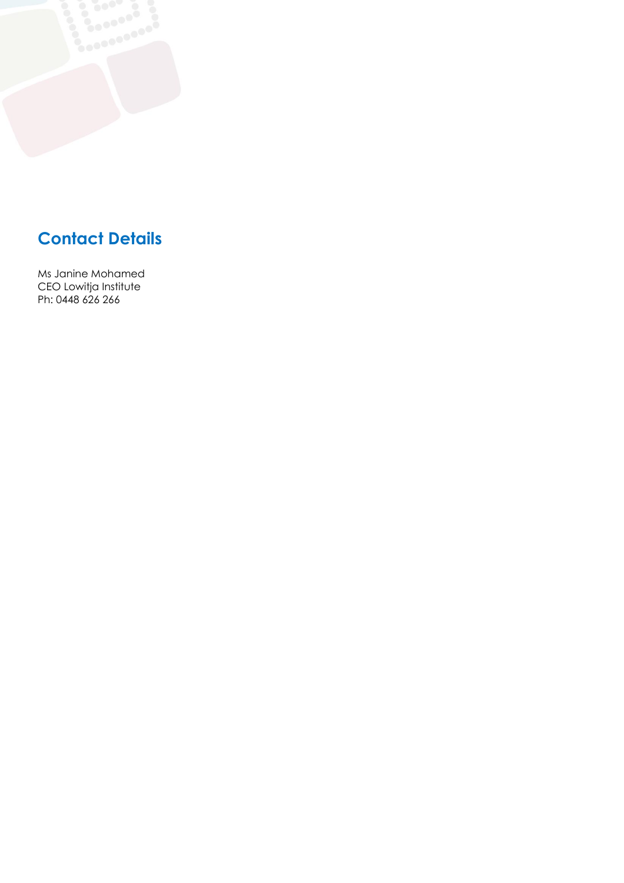## Contact Details

Ms Janine Mohamed
CEO Lowitja Institute
Ph: 0448 626 266